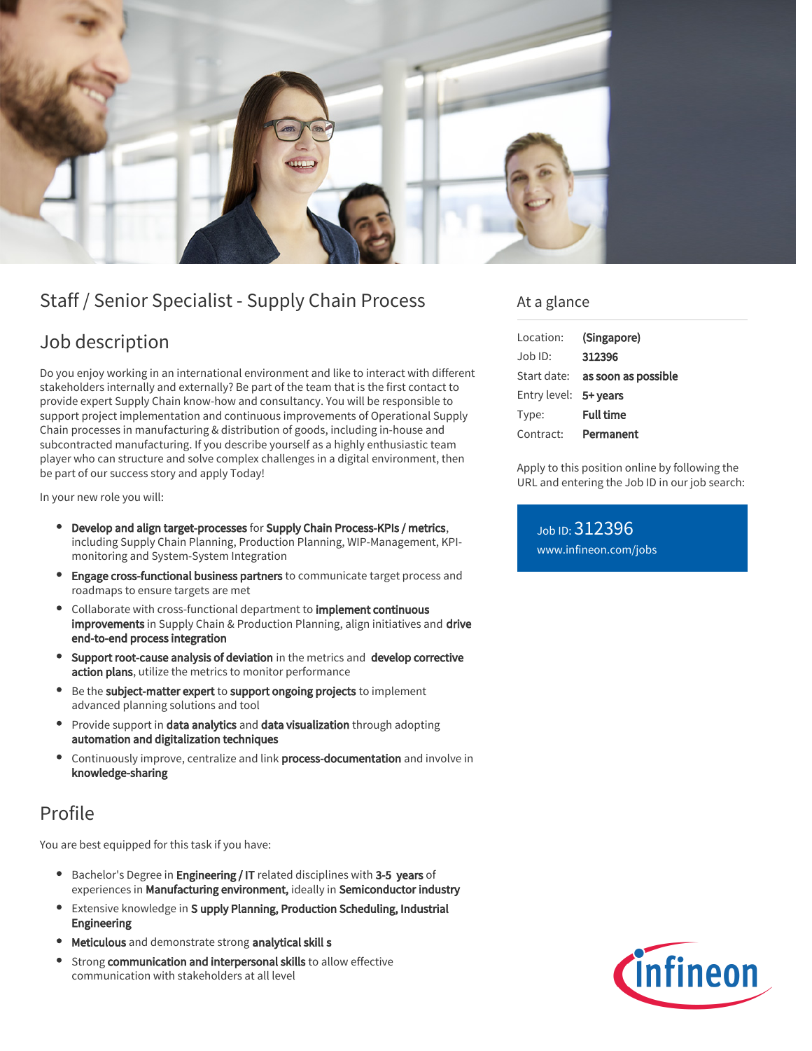# Staff / Senior Specialist - Supply Chain Process

## Job description

Do you enjoy working in an international environment and like to interact with different stakeholders internally and externally? Be part of the team that is the first contact to provide expert Supply Chain know-how and consultancy. You will be responsible to support project implementation and continuous improvements of Operational Supply Chain processes in manufacturing & distribution of goods, including in-house and subcontracted manufacturing. If you describe yourself as a highly enthusiastic team player who can structure and solve complex challenges in a digital environment, then be part of our success story and apply Today!

In your new role you will:

- **Develop and align target-processes** for **Supply Chain Process-KPIs / metrics**, including Supply Chain Planning, Production Planning, WIP-Management, KPI-monitoring and System-System Integration
- **Engage cross-functional business partners** to communicate target process and roadmaps to ensure targets are met
- Collaborate with cross-functional department to **implement continuous improvements** in Supply Chain & Production Planning, align initiatives and **drive end-to-end process integration**
- **Support root-cause analysis of deviation** in the metrics and **develop corrective action plans**, utilize the metrics to monitor performance
- Be the **subject-matter expert** to **support ongoing projects** to implement advanced planning solutions and tool
- Provide support in **data analytics** and **data visualization** through adopting **automation and digitalization techniques**
- Continuously improve, centralize and link **process-documentation** and involve in **knowledge-sharing**

## Profile

You are best equipped for this task if you have:

- Bachelor's Degree in **Engineering / IT** related disciplines with **3-5 years** of experiences in **Manufacturing environment,** ideally in **Semiconductor industry**
- Extensive knowledge in **S upply Planning, Production Scheduling, Industrial Engineering**
- **Meticulous** and demonstrate strong **analytical skill s**
- Strong **communication and interpersonal skills** to allow effective communication with stakeholders at all level

## At a glance

| | |
|---|---|
| Location: | **(Singapore)** |
| Job ID: | **312396** |
| Start date: | **as soon as possible** |
| Entry level: | **5+ years** |
| Type: | **Full time** |
| Contract: | **Permanent** |

Apply to this position online by following the URL and entering the Job ID in our job search:

Job ID: 312396
www.infineon.com/jobs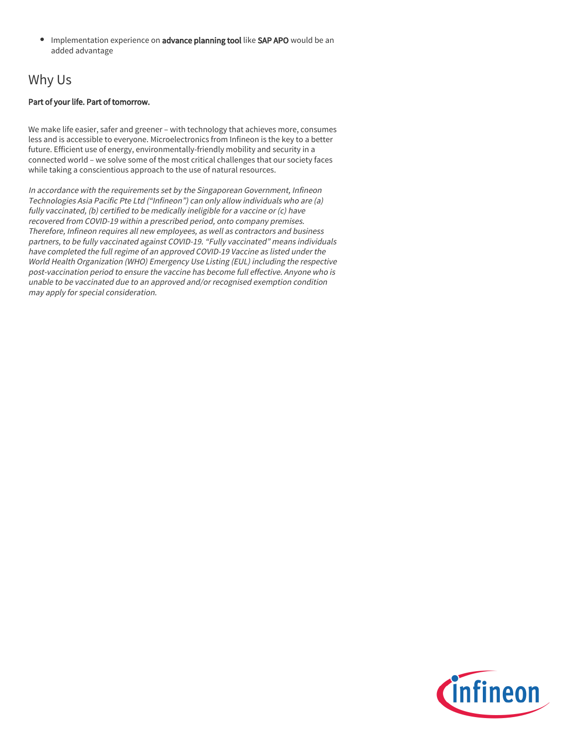- Implementation experience on **advance planning tool** like **SAP APO** would be an added advantage

## Why Us

**Part of your life. Part of tomorrow.**

We make life easier, safer and greener – with technology that achieves more, consumes less and is accessible to everyone. Microelectronics from Infineon is the key to a better future. Efficient use of energy, environmentally-friendly mobility and security in a connected world – we solve some of the most critical challenges that our society faces while taking a conscientious approach to the use of natural resources.

*In accordance with the requirements set by the Singaporean Government, Infineon Technologies Asia Pacific Pte Ltd ("Infineon") can only allow individuals who are (a) fully vaccinated, (b) certified to be medically ineligible for a vaccine or (c) have recovered from COVID-19 within a prescribed period, onto company premises. Therefore, Infineon requires all new employees, as well as contractors and business partners, to be fully vaccinated against COVID-19. "Fully vaccinated" means individuals have completed the full regime of an approved COVID-19 Vaccine as listed under the World Health Organization (WHO) Emergency Use Listing (EUL) including the respective post-vaccination period to ensure the vaccine has become full effective. Anyone who is unable to be vaccinated due to an approved and/or recognised exemption condition may apply for special consideration.*